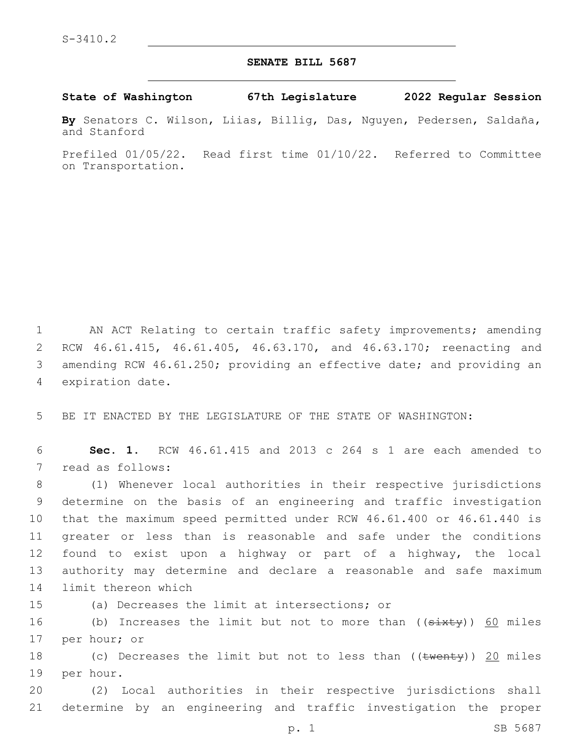S-3410.2

# SENATE BILL 5687

**State of Washington 67th Legislature 2022 Regular Session**

**By** Senators C. Wilson, Liias, Billig, Das, Nguyen, Pedersen, Saldaña, and Stanford

Prefiled 01/05/22. Read first time 01/10/22. Referred to Committee on Transportation.

AN ACT Relating to certain traffic safety improvements; amending RCW 46.61.415, 46.61.405, 46.63.170, and 46.63.170; reenacting and amending RCW 46.61.250; providing an effective date; and providing an expiration date.

BE IT ENACTED BY THE LEGISLATURE OF THE STATE OF WASHINGTON:

**Sec. 1.** RCW 46.61.415 and 2013 c 264 s 1 are each amended to read as follows:

(1) Whenever local authorities in their respective jurisdictions determine on the basis of an engineering and traffic investigation that the maximum speed permitted under RCW 46.61.400 or 46.61.440 is greater or less than is reasonable and safe under the conditions found to exist upon a highway or part of a highway, the local authority may determine and declare a reasonable and safe maximum limit thereon which

(a) Decreases the limit at intersections; or

(b) Increases the limit but not to more than ((~~sixty~~)) <u>60</u> miles per hour; or

(c) Decreases the limit but not to less than ((~~twenty~~)) <u>20</u> miles per hour.

(2) Local authorities in their respective jurisdictions shall determine by an engineering and traffic investigation the proper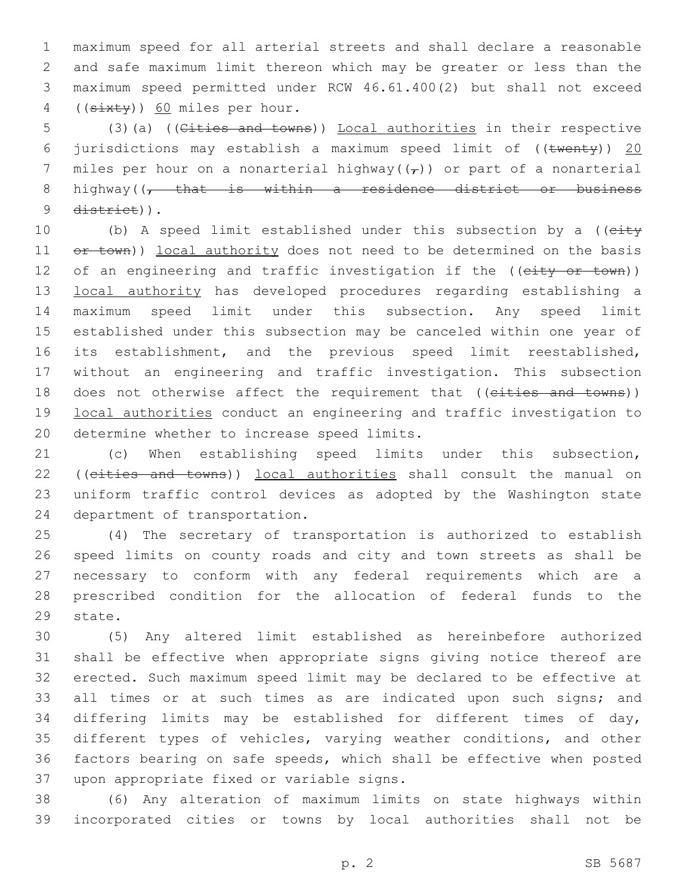maximum speed for all arterial streets and shall declare a reasonable and safe maximum limit thereon which may be greater or less than the maximum speed permitted under RCW 46.61.400(2) but shall not exceed ((~~sixty~~)) 60 miles per hour.

(3)(a) ((~~Cities and towns~~)) Local authorities in their respective jurisdictions may establish a maximum speed limit of ((~~twenty~~)) 20 miles per hour on a nonarterial highway((~~,~~)) or part of a nonarterial highway((~~, that is within a residence district or business district~~)).

(b) A speed limit established under this subsection by a ((~~city or town~~)) local authority does not need to be determined on the basis of an engineering and traffic investigation if the ((~~city or town~~)) local authority has developed procedures regarding establishing a maximum speed limit under this subsection. Any speed limit established under this subsection may be canceled within one year of its establishment, and the previous speed limit reestablished, without an engineering and traffic investigation. This subsection does not otherwise affect the requirement that ((~~cities and towns~~)) local authorities conduct an engineering and traffic investigation to determine whether to increase speed limits.

(c) When establishing speed limits under this subsection, ((~~cities and towns~~)) local authorities shall consult the manual on uniform traffic control devices as adopted by the Washington state department of transportation.

(4) The secretary of transportation is authorized to establish speed limits on county roads and city and town streets as shall be necessary to conform with any federal requirements which are a prescribed condition for the allocation of federal funds to the state.

(5) Any altered limit established as hereinbefore authorized shall be effective when appropriate signs giving notice thereof are erected. Such maximum speed limit may be declared to be effective at all times or at such times as are indicated upon such signs; and differing limits may be established for different times of day, different types of vehicles, varying weather conditions, and other factors bearing on safe speeds, which shall be effective when posted upon appropriate fixed or variable signs.

(6) Any alteration of maximum limits on state highways within incorporated cities or towns by local authorities shall not be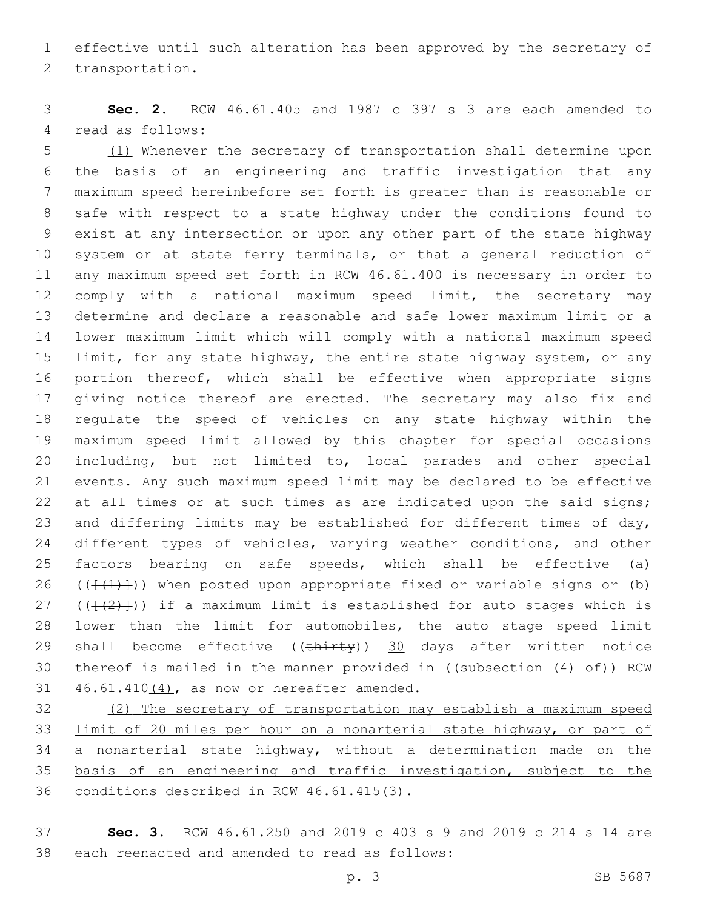effective until such alteration has been approved by the secretary of transportation.

**Sec. 2.** RCW 46.61.405 and 1987 c 397 s 3 are each amended to read as follows:

(1) Whenever the secretary of transportation shall determine upon the basis of an engineering and traffic investigation that any maximum speed hereinbefore set forth is greater than is reasonable or safe with respect to a state highway under the conditions found to exist at any intersection or upon any other part of the state highway system or at state ferry terminals, or that a general reduction of any maximum speed set forth in RCW 46.61.400 is necessary in order to comply with a national maximum speed limit, the secretary may determine and declare a reasonable and safe lower maximum limit or a lower maximum limit which will comply with a national maximum speed limit, for any state highway, the entire state highway system, or any portion thereof, which shall be effective when appropriate signs giving notice thereof are erected. The secretary may also fix and regulate the speed of vehicles on any state highway within the maximum speed limit allowed by this chapter for special occasions including, but not limited to, local parades and other special events. Any such maximum speed limit may be declared to be effective at all times or at such times as are indicated upon the said signs; and differing limits may be established for different times of day, different types of vehicles, varying weather conditions, and other factors bearing on safe speeds, which shall be effective (a) (([(1)])) when posted upon appropriate fixed or variable signs or (b) (([(2)])) if a maximum limit is established for auto stages which is lower than the limit for automobiles, the auto stage speed limit shall become effective ((~~thirty~~)) 30 days after written notice thereof is mailed in the manner provided in ((~~subsection (4) of~~)) RCW 46.61.410(4), as now or hereafter amended.

(2) The secretary of transportation may establish a maximum speed limit of 20 miles per hour on a nonarterial state highway, or part of a nonarterial state highway, without a determination made on the basis of an engineering and traffic investigation, subject to the conditions described in RCW 46.61.415(3).

**Sec. 3.** RCW 46.61.250 and 2019 c 403 s 9 and 2019 c 214 s 14 are each reenacted and amended to read as follows: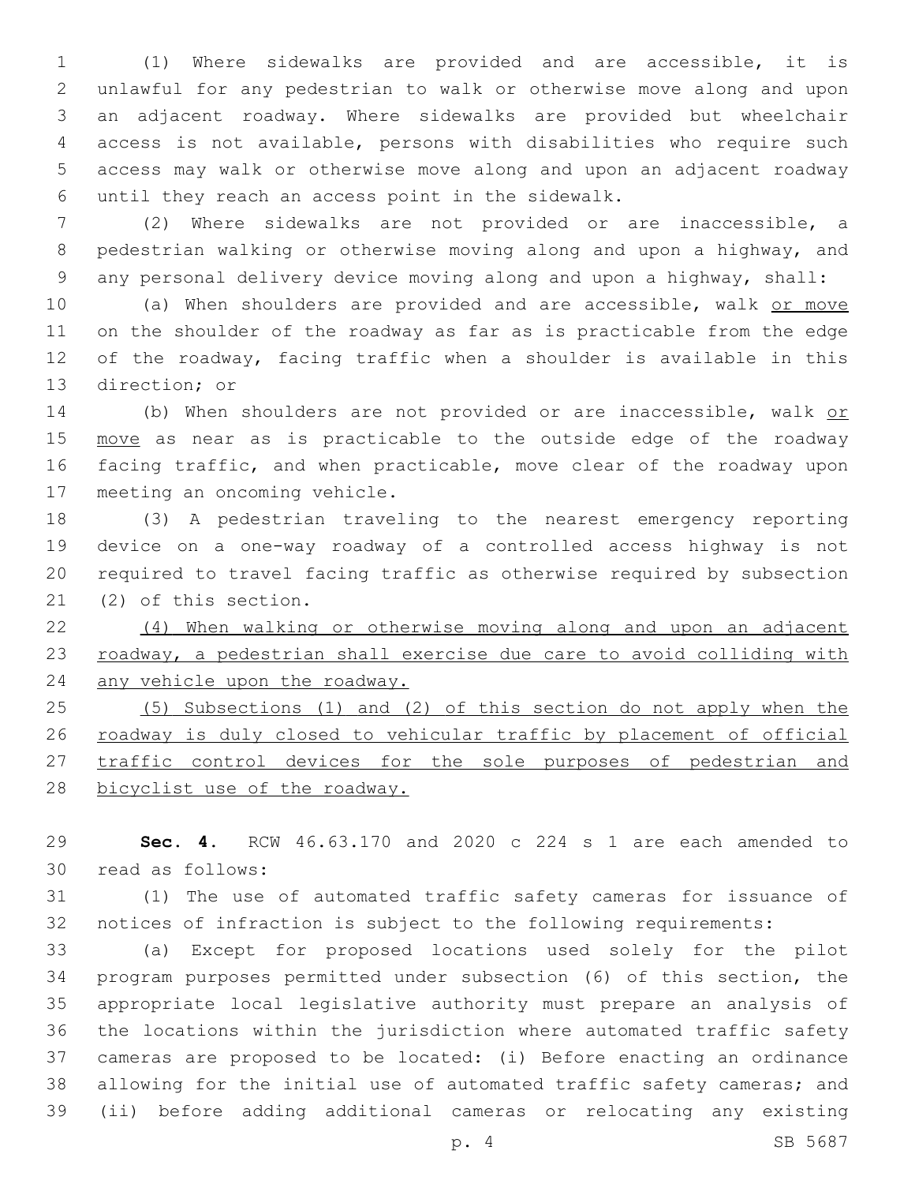(1) Where sidewalks are provided and are accessible, it is unlawful for any pedestrian to walk or otherwise move along and upon an adjacent roadway. Where sidewalks are provided but wheelchair access is not available, persons with disabilities who require such access may walk or otherwise move along and upon an adjacent roadway until they reach an access point in the sidewalk.

(2) Where sidewalks are not provided or are inaccessible, a pedestrian walking or otherwise moving along and upon a highway, and any personal delivery device moving along and upon a highway, shall:

(a) When shoulders are provided and are accessible, walk <u>or move</u> on the shoulder of the roadway as far as is practicable from the edge of the roadway, facing traffic when a shoulder is available in this direction; or

(b) When shoulders are not provided or are inaccessible, walk <u>or move</u> as near as is practicable to the outside edge of the roadway facing traffic, and when practicable, move clear of the roadway upon meeting an oncoming vehicle.

(3) A pedestrian traveling to the nearest emergency reporting device on a one-way roadway of a controlled access highway is not required to travel facing traffic as otherwise required by subsection (2) of this section.

<u>(4) When walking or otherwise moving along and upon an adjacent roadway, a pedestrian shall exercise due care to avoid colliding with any vehicle upon the roadway.</u>

<u>(5) Subsections (1) and (2) of this section do not apply when the roadway is duly closed to vehicular traffic by placement of official traffic control devices for the sole purposes of pedestrian and bicyclist use of the roadway.</u>

**Sec. 4.** RCW 46.63.170 and 2020 c 224 s 1 are each amended to read as follows:

(1) The use of automated traffic safety cameras for issuance of notices of infraction is subject to the following requirements:

(a) Except for proposed locations used solely for the pilot program purposes permitted under subsection (6) of this section, the appropriate local legislative authority must prepare an analysis of the locations within the jurisdiction where automated traffic safety cameras are proposed to be located: (i) Before enacting an ordinance allowing for the initial use of automated traffic safety cameras; and (ii) before adding additional cameras or relocating any existing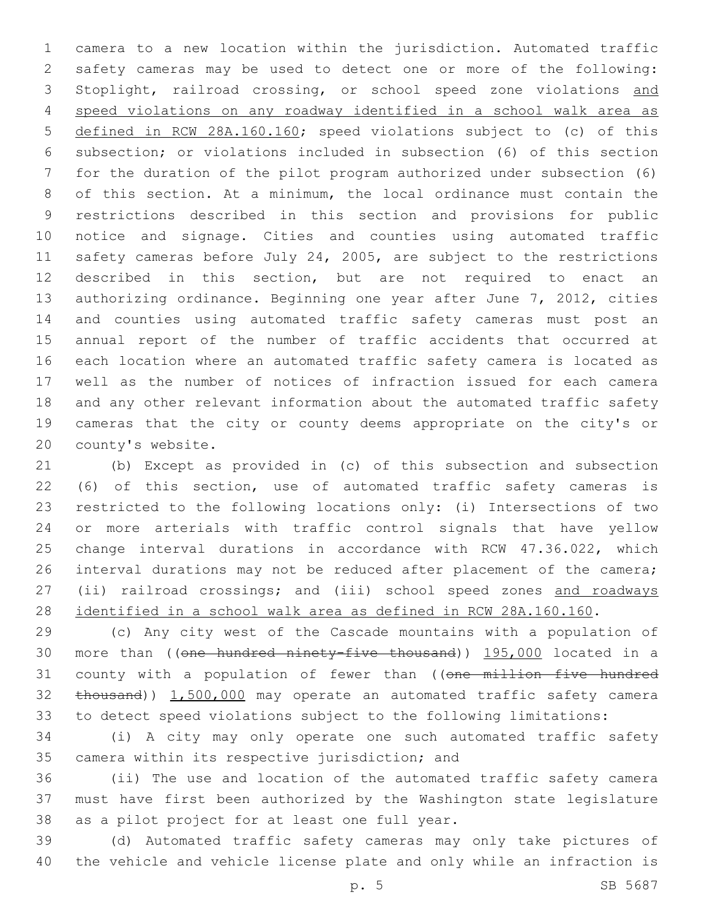camera to a new location within the jurisdiction. Automated traffic safety cameras may be used to detect one or more of the following: Stoplight, railroad crossing, or school speed zone violations <u>and speed violations on any roadway identified in a school walk area as defined in RCW 28A.160.160</u>; speed violations subject to (c) of this subsection; or violations included in subsection (6) of this section for the duration of the pilot program authorized under subsection (6) of this section. At a minimum, the local ordinance must contain the restrictions described in this section and provisions for public notice and signage. Cities and counties using automated traffic safety cameras before July 24, 2005, are subject to the restrictions described in this section, but are not required to enact an authorizing ordinance. Beginning one year after June 7, 2012, cities and counties using automated traffic safety cameras must post an annual report of the number of traffic accidents that occurred at each location where an automated traffic safety camera is located as well as the number of notices of infraction issued for each camera and any other relevant information about the automated traffic safety cameras that the city or county deems appropriate on the city's or county's website.

(b) Except as provided in (c) of this subsection and subsection (6) of this section, use of automated traffic safety cameras is restricted to the following locations only: (i) Intersections of two or more arterials with traffic control signals that have yellow change interval durations in accordance with RCW 47.36.022, which interval durations may not be reduced after placement of the camera; (ii) railroad crossings; and (iii) school speed zones <u>and roadways identified in a school walk area as defined in RCW 28A.160.160</u>.

(c) Any city west of the Cascade mountains with a population of more than ((~~one hundred ninety-five thousand~~)) <u>195,000</u> located in a county with a population of fewer than ((~~one million five hundred thousand~~)) <u>1,500,000</u> may operate an automated traffic safety camera to detect speed violations subject to the following limitations:

(i) A city may only operate one such automated traffic safety camera within its respective jurisdiction; and

(ii) The use and location of the automated traffic safety camera must have first been authorized by the Washington state legislature as a pilot project for at least one full year.

(d) Automated traffic safety cameras may only take pictures of the vehicle and vehicle license plate and only while an infraction is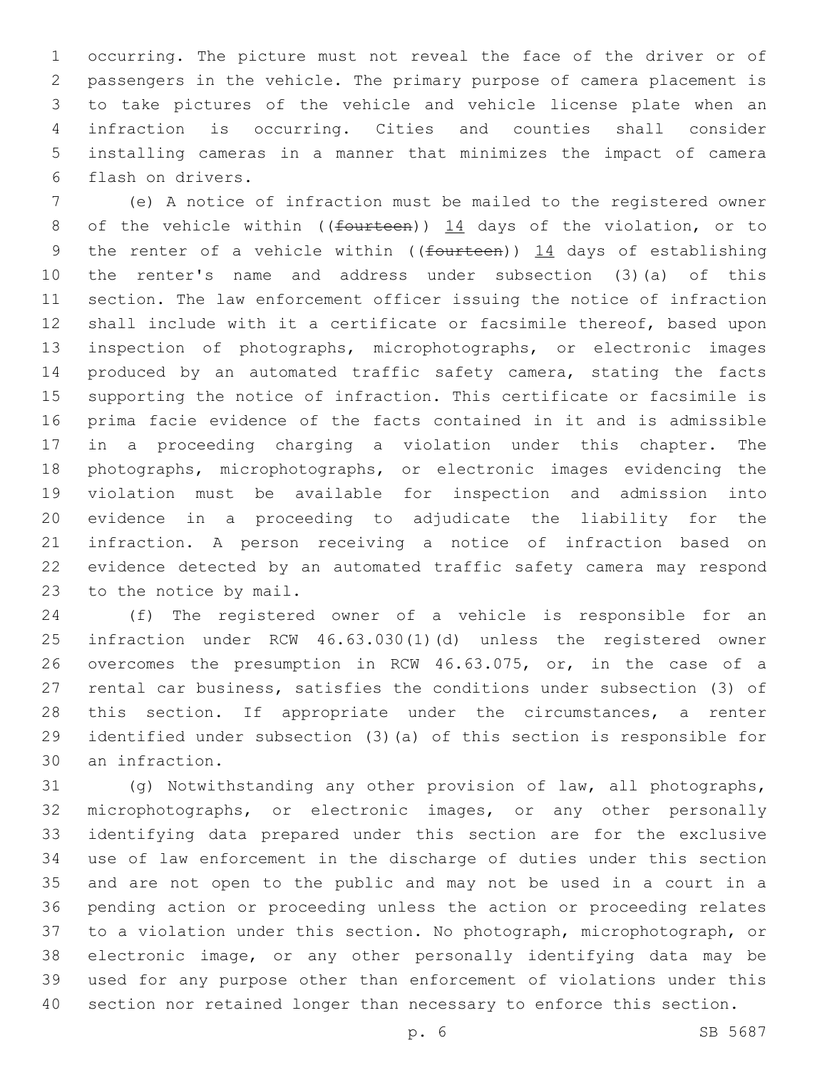occurring. The picture must not reveal the face of the driver or of passengers in the vehicle. The primary purpose of camera placement is to take pictures of the vehicle and vehicle license plate when an infraction is occurring. Cities and counties shall consider installing cameras in a manner that minimizes the impact of camera flash on drivers.

(e) A notice of infraction must be mailed to the registered owner of the vehicle within ((~~fourteen~~)) 14 days of the violation, or to the renter of a vehicle within ((~~fourteen~~)) 14 days of establishing the renter's name and address under subsection (3)(a) of this section. The law enforcement officer issuing the notice of infraction shall include with it a certificate or facsimile thereof, based upon inspection of photographs, microphotographs, or electronic images produced by an automated traffic safety camera, stating the facts supporting the notice of infraction. This certificate or facsimile is prima facie evidence of the facts contained in it and is admissible in a proceeding charging a violation under this chapter. The photographs, microphotographs, or electronic images evidencing the violation must be available for inspection and admission into evidence in a proceeding to adjudicate the liability for the infraction. A person receiving a notice of infraction based on evidence detected by an automated traffic safety camera may respond to the notice by mail.

(f) The registered owner of a vehicle is responsible for an infraction under RCW 46.63.030(1)(d) unless the registered owner overcomes the presumption in RCW 46.63.075, or, in the case of a rental car business, satisfies the conditions under subsection (3) of this section. If appropriate under the circumstances, a renter identified under subsection (3)(a) of this section is responsible for an infraction.

(g) Notwithstanding any other provision of law, all photographs, microphotographs, or electronic images, or any other personally identifying data prepared under this section are for the exclusive use of law enforcement in the discharge of duties under this section and are not open to the public and may not be used in a court in a pending action or proceeding unless the action or proceeding relates to a violation under this section. No photograph, microphotograph, or electronic image, or any other personally identifying data may be used for any purpose other than enforcement of violations under this section nor retained longer than necessary to enforce this section.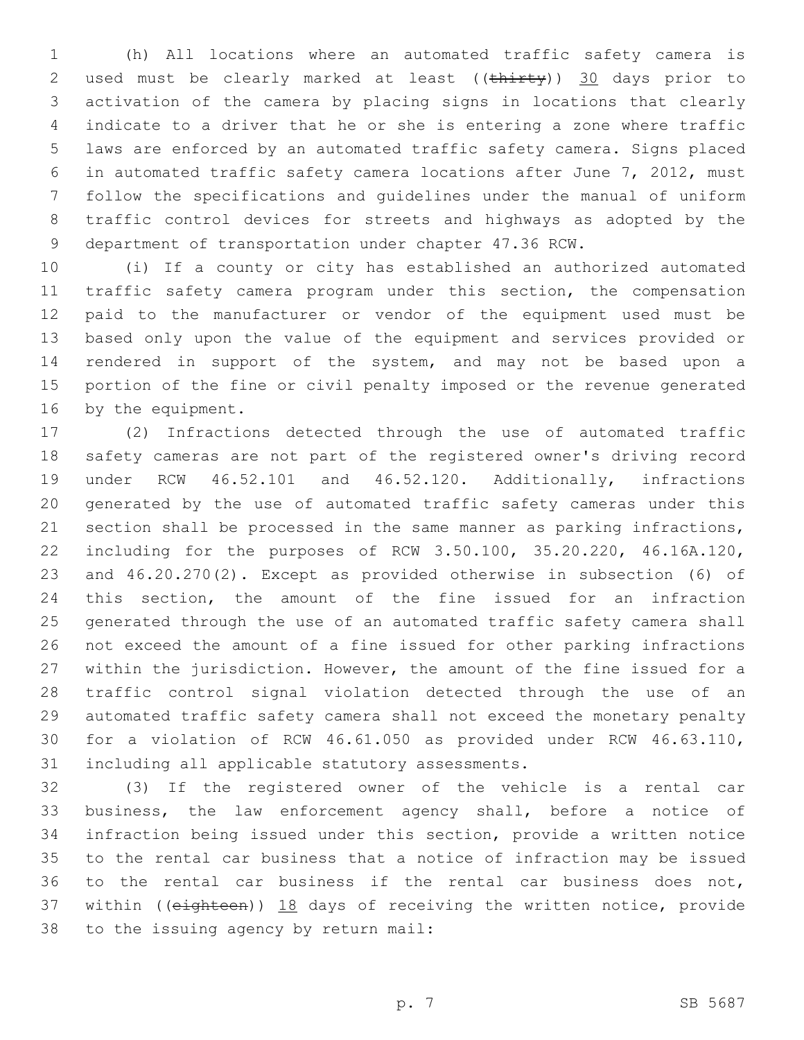(h) All locations where an automated traffic safety camera is used must be clearly marked at least ((~~thirty~~)) 30 days prior to activation of the camera by placing signs in locations that clearly indicate to a driver that he or she is entering a zone where traffic laws are enforced by an automated traffic safety camera. Signs placed in automated traffic safety camera locations after June 7, 2012, must follow the specifications and guidelines under the manual of uniform traffic control devices for streets and highways as adopted by the department of transportation under chapter 47.36 RCW.

(i) If a county or city has established an authorized automated traffic safety camera program under this section, the compensation paid to the manufacturer or vendor of the equipment used must be based only upon the value of the equipment and services provided or rendered in support of the system, and may not be based upon a portion of the fine or civil penalty imposed or the revenue generated by the equipment.

(2) Infractions detected through the use of automated traffic safety cameras are not part of the registered owner's driving record under RCW 46.52.101 and 46.52.120. Additionally, infractions generated by the use of automated traffic safety cameras under this section shall be processed in the same manner as parking infractions, including for the purposes of RCW 3.50.100, 35.20.220, 46.16A.120, and 46.20.270(2). Except as provided otherwise in subsection (6) of this section, the amount of the fine issued for an infraction generated through the use of an automated traffic safety camera shall not exceed the amount of a fine issued for other parking infractions within the jurisdiction. However, the amount of the fine issued for a traffic control signal violation detected through the use of an automated traffic safety camera shall not exceed the monetary penalty for a violation of RCW 46.61.050 as provided under RCW 46.63.110, including all applicable statutory assessments.

(3) If the registered owner of the vehicle is a rental car business, the law enforcement agency shall, before a notice of infraction being issued under this section, provide a written notice to the rental car business that a notice of infraction may be issued to the rental car business if the rental car business does not, within ((~~eighteen~~)) 18 days of receiving the written notice, provide to the issuing agency by return mail: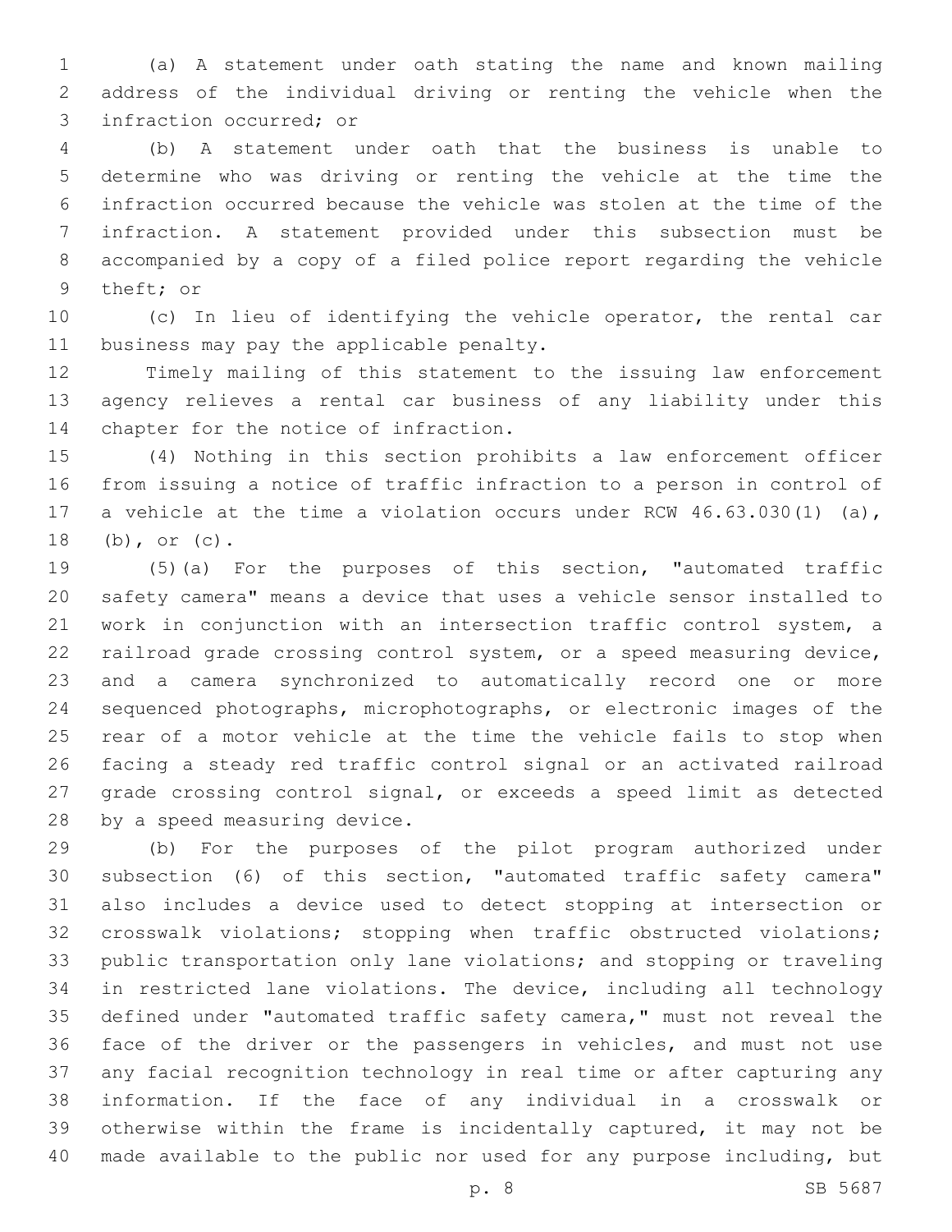(a) A statement under oath stating the name and known mailing address of the individual driving or renting the vehicle when the infraction occurred; or

(b) A statement under oath that the business is unable to determine who was driving or renting the vehicle at the time the infraction occurred because the vehicle was stolen at the time of the infraction. A statement provided under this subsection must be accompanied by a copy of a filed police report regarding the vehicle theft; or

(c) In lieu of identifying the vehicle operator, the rental car business may pay the applicable penalty.

Timely mailing of this statement to the issuing law enforcement agency relieves a rental car business of any liability under this chapter for the notice of infraction.

(4) Nothing in this section prohibits a law enforcement officer from issuing a notice of traffic infraction to a person in control of a vehicle at the time a violation occurs under RCW 46.63.030(1) (a), (b), or (c).

(5)(a) For the purposes of this section, "automated traffic safety camera" means a device that uses a vehicle sensor installed to work in conjunction with an intersection traffic control system, a railroad grade crossing control system, or a speed measuring device, and a camera synchronized to automatically record one or more sequenced photographs, microphotographs, or electronic images of the rear of a motor vehicle at the time the vehicle fails to stop when facing a steady red traffic control signal or an activated railroad grade crossing control signal, or exceeds a speed limit as detected by a speed measuring device.

(b) For the purposes of the pilot program authorized under subsection (6) of this section, "automated traffic safety camera" also includes a device used to detect stopping at intersection or crosswalk violations; stopping when traffic obstructed violations; public transportation only lane violations; and stopping or traveling in restricted lane violations. The device, including all technology defined under "automated traffic safety camera," must not reveal the face of the driver or the passengers in vehicles, and must not use any facial recognition technology in real time or after capturing any information. If the face of any individual in a crosswalk or otherwise within the frame is incidentally captured, it may not be made available to the public nor used for any purpose including, but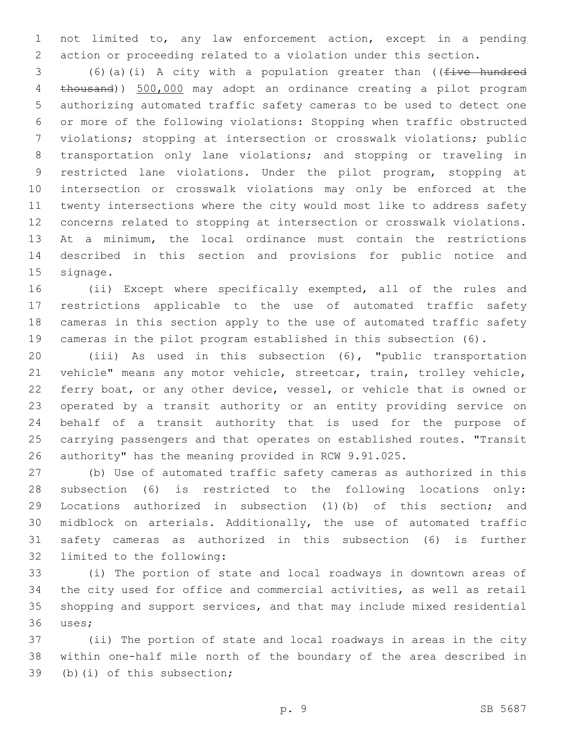not limited to, any law enforcement action, except in a pending action or proceeding related to a violation under this section.

(6)(a)(i) A city with a population greater than ((~~five hundred thousand~~)) 500,000 may adopt an ordinance creating a pilot program authorizing automated traffic safety cameras to be used to detect one or more of the following violations: Stopping when traffic obstructed violations; stopping at intersection or crosswalk violations; public transportation only lane violations; and stopping or traveling in restricted lane violations. Under the pilot program, stopping at intersection or crosswalk violations may only be enforced at the twenty intersections where the city would most like to address safety concerns related to stopping at intersection or crosswalk violations. At a minimum, the local ordinance must contain the restrictions described in this section and provisions for public notice and signage.

(ii) Except where specifically exempted, all of the rules and restrictions applicable to the use of automated traffic safety cameras in this section apply to the use of automated traffic safety cameras in the pilot program established in this subsection (6).

(iii) As used in this subsection (6), "public transportation vehicle" means any motor vehicle, streetcar, train, trolley vehicle, ferry boat, or any other device, vessel, or vehicle that is owned or operated by a transit authority or an entity providing service on behalf of a transit authority that is used for the purpose of carrying passengers and that operates on established routes. "Transit authority" has the meaning provided in RCW 9.91.025.

(b) Use of automated traffic safety cameras as authorized in this subsection (6) is restricted to the following locations only: Locations authorized in subsection (1)(b) of this section; and midblock on arterials. Additionally, the use of automated traffic safety cameras as authorized in this subsection (6) is further limited to the following:

(i) The portion of state and local roadways in downtown areas of the city used for office and commercial activities, as well as retail shopping and support services, and that may include mixed residential uses;

(ii) The portion of state and local roadways in areas in the city within one-half mile north of the boundary of the area described in (b)(i) of this subsection;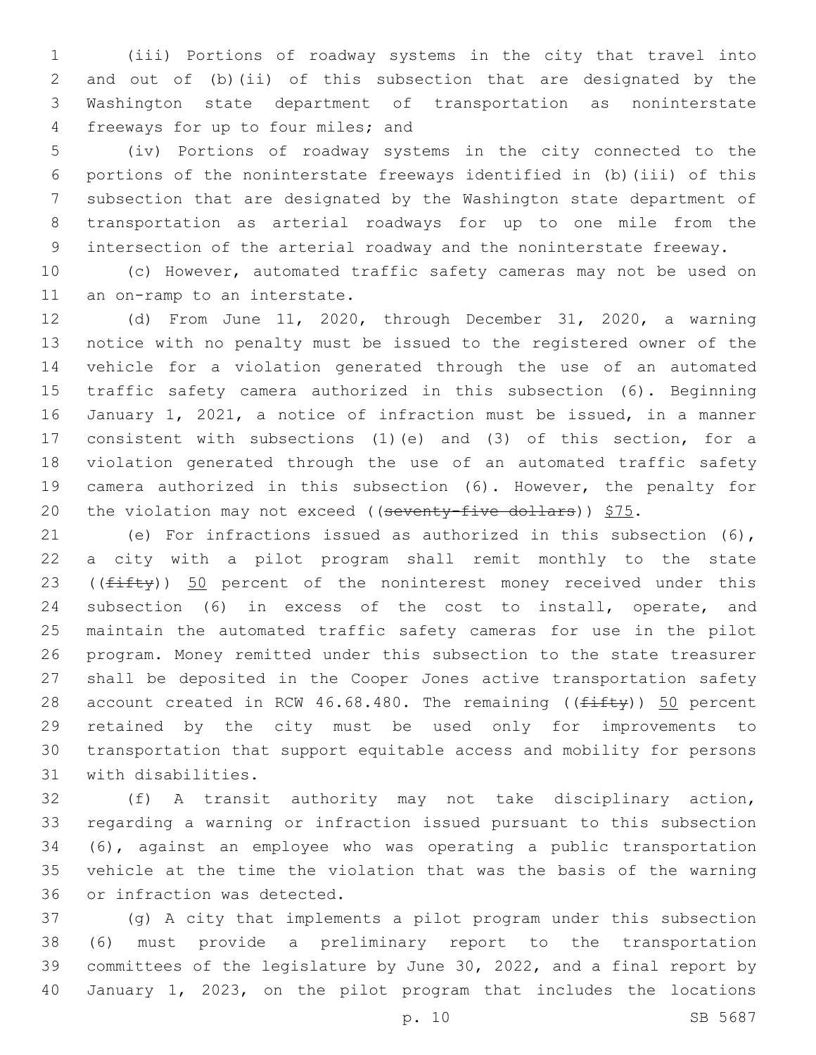(iii) Portions of roadway systems in the city that travel into and out of (b)(ii) of this subsection that are designated by the Washington state department of transportation as noninterstate freeways for up to four miles; and

(iv) Portions of roadway systems in the city connected to the portions of the noninterstate freeways identified in (b)(iii) of this subsection that are designated by the Washington state department of transportation as arterial roadways for up to one mile from the intersection of the arterial roadway and the noninterstate freeway.

(c) However, automated traffic safety cameras may not be used on an on-ramp to an interstate.

(d) From June 11, 2020, through December 31, 2020, a warning notice with no penalty must be issued to the registered owner of the vehicle for a violation generated through the use of an automated traffic safety camera authorized in this subsection (6). Beginning January 1, 2021, a notice of infraction must be issued, in a manner consistent with subsections (1)(e) and (3) of this section, for a violation generated through the use of an automated traffic safety camera authorized in this subsection (6). However, the penalty for the violation may not exceed ((~~seventy-five dollars~~)) <u>$75</u>.

(e) For infractions issued as authorized in this subsection (6), a city with a pilot program shall remit monthly to the state ((~~fifty~~)) <u>50</u> percent of the noninterest money received under this subsection (6) in excess of the cost to install, operate, and maintain the automated traffic safety cameras for use in the pilot program. Money remitted under this subsection to the state treasurer shall be deposited in the Cooper Jones active transportation safety account created in RCW 46.68.480. The remaining ((~~fifty~~)) <u>50</u> percent retained by the city must be used only for improvements to transportation that support equitable access and mobility for persons with disabilities.

(f) A transit authority may not take disciplinary action, regarding a warning or infraction issued pursuant to this subsection (6), against an employee who was operating a public transportation vehicle at the time the violation that was the basis of the warning or infraction was detected.

(g) A city that implements a pilot program under this subsection (6) must provide a preliminary report to the transportation committees of the legislature by June 30, 2022, and a final report by January 1, 2023, on the pilot program that includes the locations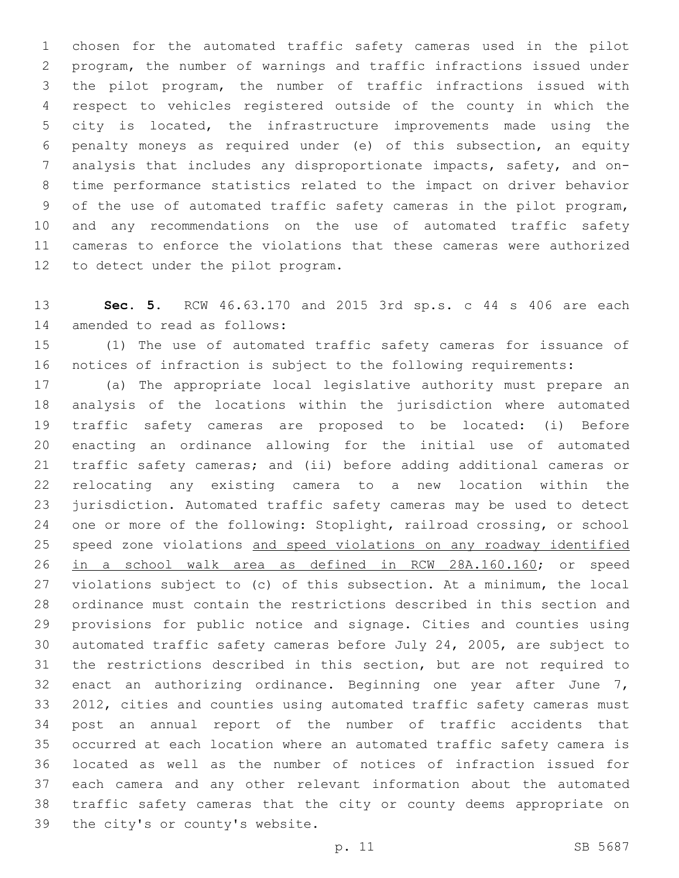chosen for the automated traffic safety cameras used in the pilot program, the number of warnings and traffic infractions issued under the pilot program, the number of traffic infractions issued with respect to vehicles registered outside of the county in which the city is located, the infrastructure improvements made using the penalty moneys as required under (e) of this subsection, an equity analysis that includes any disproportionate impacts, safety, and on-time performance statistics related to the impact on driver behavior of the use of automated traffic safety cameras in the pilot program, and any recommendations on the use of automated traffic safety cameras to enforce the violations that these cameras were authorized to detect under the pilot program.

**Sec. 5.** RCW 46.63.170 and 2015 3rd sp.s. c 44 s 406 are each amended to read as follows:

(1) The use of automated traffic safety cameras for issuance of notices of infraction is subject to the following requirements:

(a) The appropriate local legislative authority must prepare an analysis of the locations within the jurisdiction where automated traffic safety cameras are proposed to be located: (i) Before enacting an ordinance allowing for the initial use of automated traffic safety cameras; and (ii) before adding additional cameras or relocating any existing camera to a new location within the jurisdiction. Automated traffic safety cameras may be used to detect one or more of the following: Stoplight, railroad crossing, or school speed zone violations <u>and speed violations on any roadway identified in a school walk area as defined in RCW 28A.160.160</u>; or speed violations subject to (c) of this subsection. At a minimum, the local ordinance must contain the restrictions described in this section and provisions for public notice and signage. Cities and counties using automated traffic safety cameras before July 24, 2005, are subject to the restrictions described in this section, but are not required to enact an authorizing ordinance. Beginning one year after June 7, 2012, cities and counties using automated traffic safety cameras must post an annual report of the number of traffic accidents that occurred at each location where an automated traffic safety camera is located as well as the number of notices of infraction issued for each camera and any other relevant information about the automated traffic safety cameras that the city or county deems appropriate on the city's or county's website.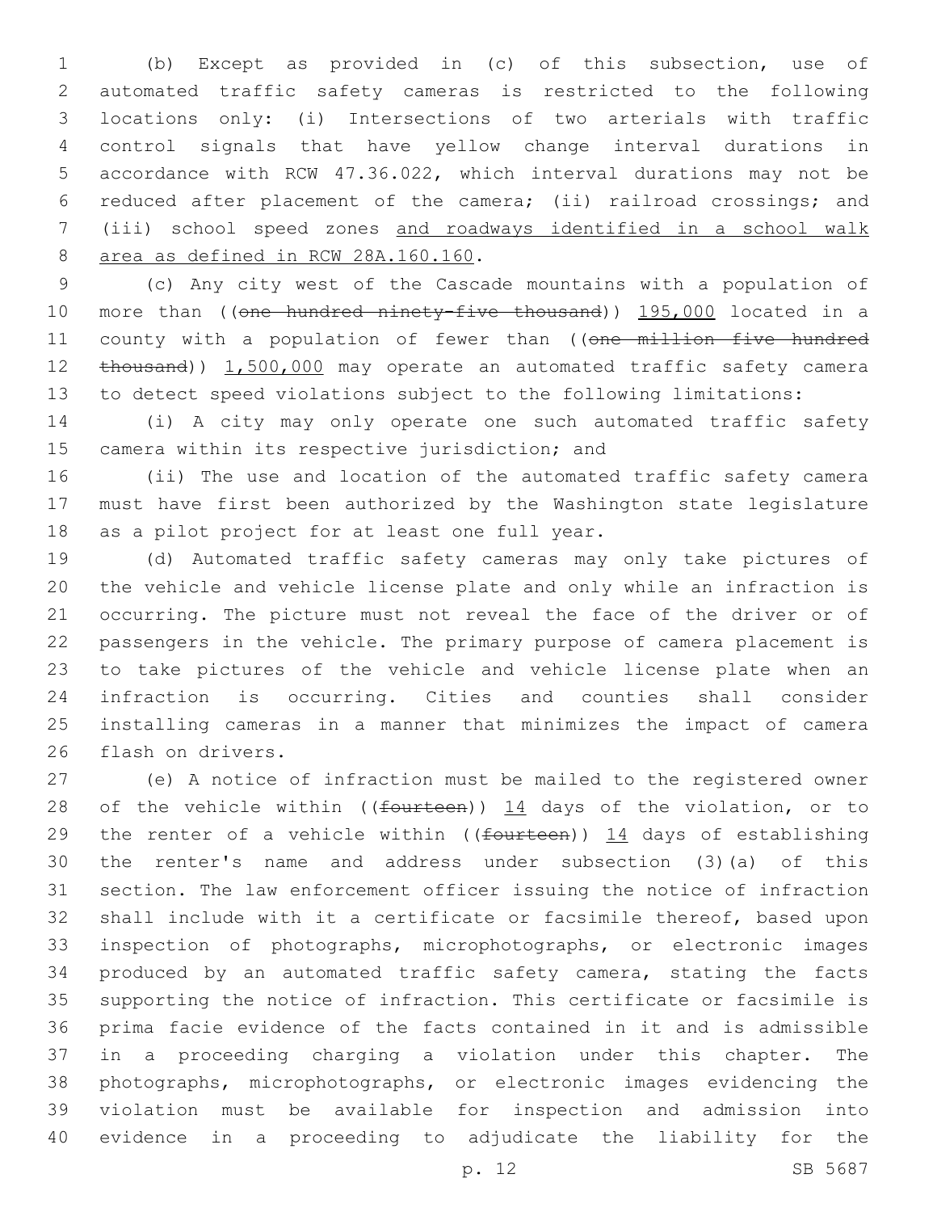(b) Except as provided in (c) of this subsection, use of automated traffic safety cameras is restricted to the following locations only: (i) Intersections of two arterials with traffic control signals that have yellow change interval durations in accordance with RCW 47.36.022, which interval durations may not be reduced after placement of the camera; (ii) railroad crossings; and (iii) school speed zones <u>and roadways identified in a school walk area as defined in RCW 28A.160.160</u>.

(c) Any city west of the Cascade mountains with a population of more than ((~~one hundred ninety-five thousand~~)) <u>195,000</u> located in a county with a population of fewer than ((~~one million five hundred thousand~~)) <u>1,500,000</u> may operate an automated traffic safety camera to detect speed violations subject to the following limitations:

(i) A city may only operate one such automated traffic safety camera within its respective jurisdiction; and

(ii) The use and location of the automated traffic safety camera must have first been authorized by the Washington state legislature as a pilot project for at least one full year.

(d) Automated traffic safety cameras may only take pictures of the vehicle and vehicle license plate and only while an infraction is occurring. The picture must not reveal the face of the driver or of passengers in the vehicle. The primary purpose of camera placement is to take pictures of the vehicle and vehicle license plate when an infraction is occurring. Cities and counties shall consider installing cameras in a manner that minimizes the impact of camera flash on drivers.

(e) A notice of infraction must be mailed to the registered owner of the vehicle within ((~~fourteen~~)) <u>14</u> days of the violation, or to the renter of a vehicle within ((~~fourteen~~)) <u>14</u> days of establishing the renter's name and address under subsection (3)(a) of this section. The law enforcement officer issuing the notice of infraction shall include with it a certificate or facsimile thereof, based upon inspection of photographs, microphotographs, or electronic images produced by an automated traffic safety camera, stating the facts supporting the notice of infraction. This certificate or facsimile is prima facie evidence of the facts contained in it and is admissible in a proceeding charging a violation under this chapter. The photographs, microphotographs, or electronic images evidencing the violation must be available for inspection and admission into evidence in a proceeding to adjudicate the liability for the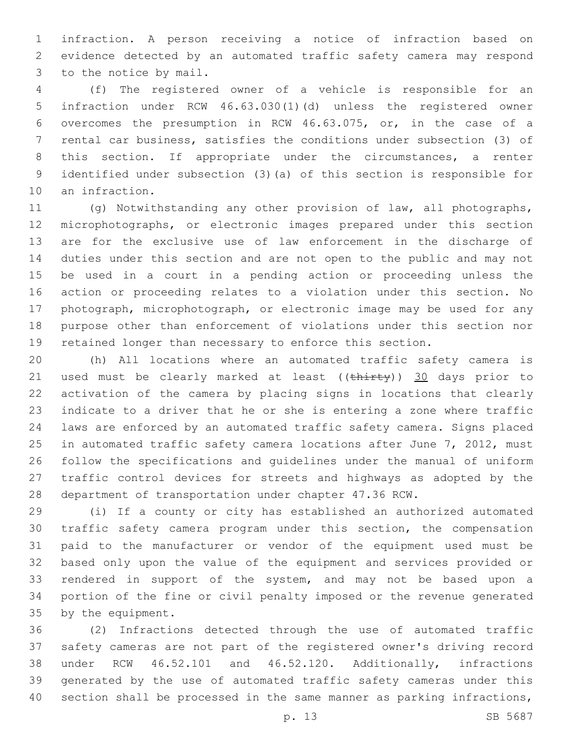infraction. A person receiving a notice of infraction based on evidence detected by an automated traffic safety camera may respond to the notice by mail.

(f) The registered owner of a vehicle is responsible for an infraction under RCW 46.63.030(1)(d) unless the registered owner overcomes the presumption in RCW 46.63.075, or, in the case of a rental car business, satisfies the conditions under subsection (3) of this section. If appropriate under the circumstances, a renter identified under subsection (3)(a) of this section is responsible for an infraction.

(g) Notwithstanding any other provision of law, all photographs, microphotographs, or electronic images prepared under this section are for the exclusive use of law enforcement in the discharge of duties under this section and are not open to the public and may not be used in a court in a pending action or proceeding unless the action or proceeding relates to a violation under this section. No photograph, microphotograph, or electronic image may be used for any purpose other than enforcement of violations under this section nor retained longer than necessary to enforce this section.

(h) All locations where an automated traffic safety camera is used must be clearly marked at least ((~~thirty~~)) <u>30</u> days prior to activation of the camera by placing signs in locations that clearly indicate to a driver that he or she is entering a zone where traffic laws are enforced by an automated traffic safety camera. Signs placed in automated traffic safety camera locations after June 7, 2012, must follow the specifications and guidelines under the manual of uniform traffic control devices for streets and highways as adopted by the department of transportation under chapter 47.36 RCW.

(i) If a county or city has established an authorized automated traffic safety camera program under this section, the compensation paid to the manufacturer or vendor of the equipment used must be based only upon the value of the equipment and services provided or rendered in support of the system, and may not be based upon a portion of the fine or civil penalty imposed or the revenue generated by the equipment.

(2) Infractions detected through the use of automated traffic safety cameras are not part of the registered owner's driving record under RCW 46.52.101 and 46.52.120. Additionally, infractions generated by the use of automated traffic safety cameras under this section shall be processed in the same manner as parking infractions,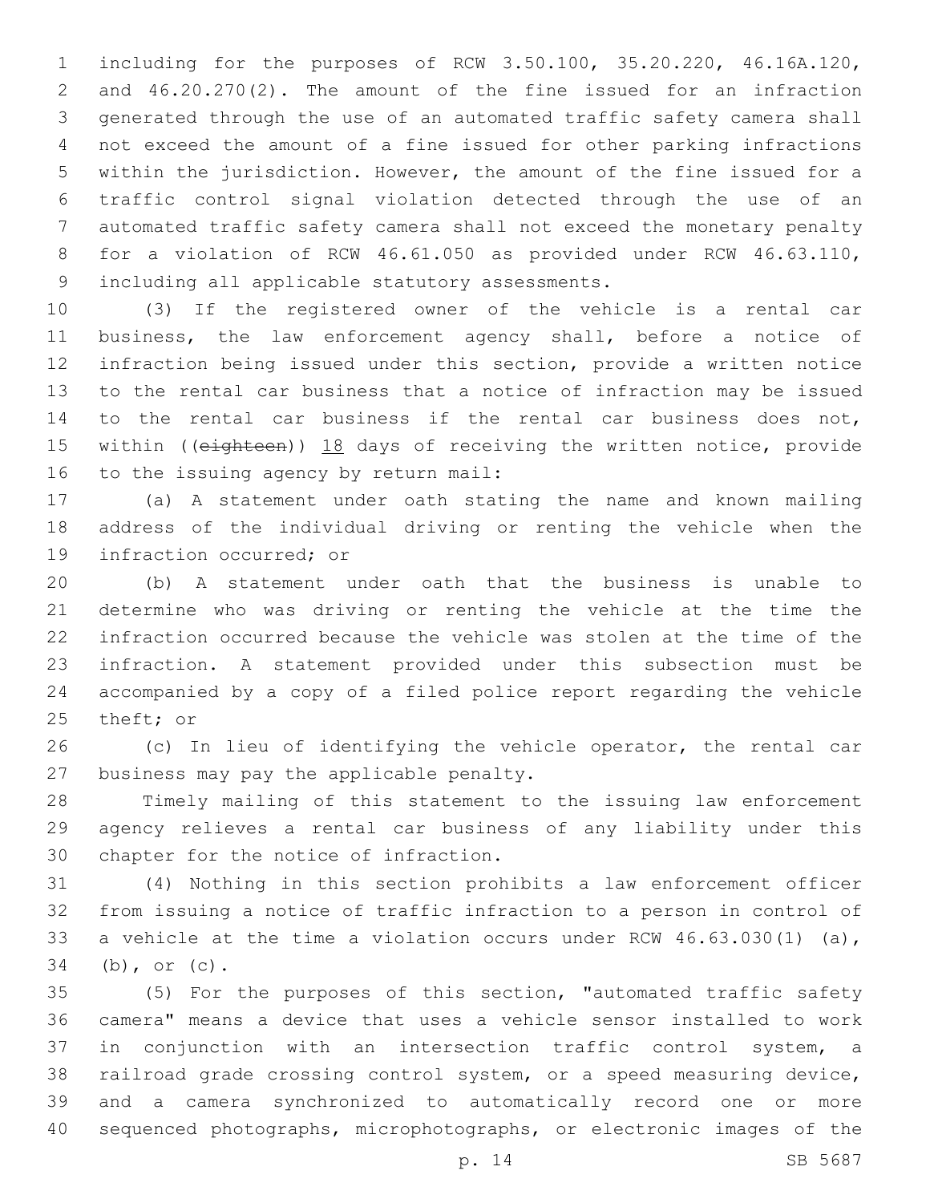including for the purposes of RCW 3.50.100, 35.20.220, 46.16A.120, and 46.20.270(2). The amount of the fine issued for an infraction generated through the use of an automated traffic safety camera shall not exceed the amount of a fine issued for other parking infractions within the jurisdiction. However, the amount of the fine issued for a traffic control signal violation detected through the use of an automated traffic safety camera shall not exceed the monetary penalty for a violation of RCW 46.61.050 as provided under RCW 46.63.110, including all applicable statutory assessments.

(3) If the registered owner of the vehicle is a rental car business, the law enforcement agency shall, before a notice of infraction being issued under this section, provide a written notice to the rental car business that a notice of infraction may be issued to the rental car business if the rental car business does not, within ((~~eighteen~~)) <u>18</u> days of receiving the written notice, provide to the issuing agency by return mail:

(a) A statement under oath stating the name and known mailing address of the individual driving or renting the vehicle when the infraction occurred; or

(b) A statement under oath that the business is unable to determine who was driving or renting the vehicle at the time the infraction occurred because the vehicle was stolen at the time of the infraction. A statement provided under this subsection must be accompanied by a copy of a filed police report regarding the vehicle theft; or

(c) In lieu of identifying the vehicle operator, the rental car business may pay the applicable penalty.

Timely mailing of this statement to the issuing law enforcement agency relieves a rental car business of any liability under this chapter for the notice of infraction.

(4) Nothing in this section prohibits a law enforcement officer from issuing a notice of traffic infraction to a person in control of a vehicle at the time a violation occurs under RCW 46.63.030(1) (a), (b), or (c).

(5) For the purposes of this section, "automated traffic safety camera" means a device that uses a vehicle sensor installed to work in conjunction with an intersection traffic control system, a railroad grade crossing control system, or a speed measuring device, and a camera synchronized to automatically record one or more sequenced photographs, microphotographs, or electronic images of the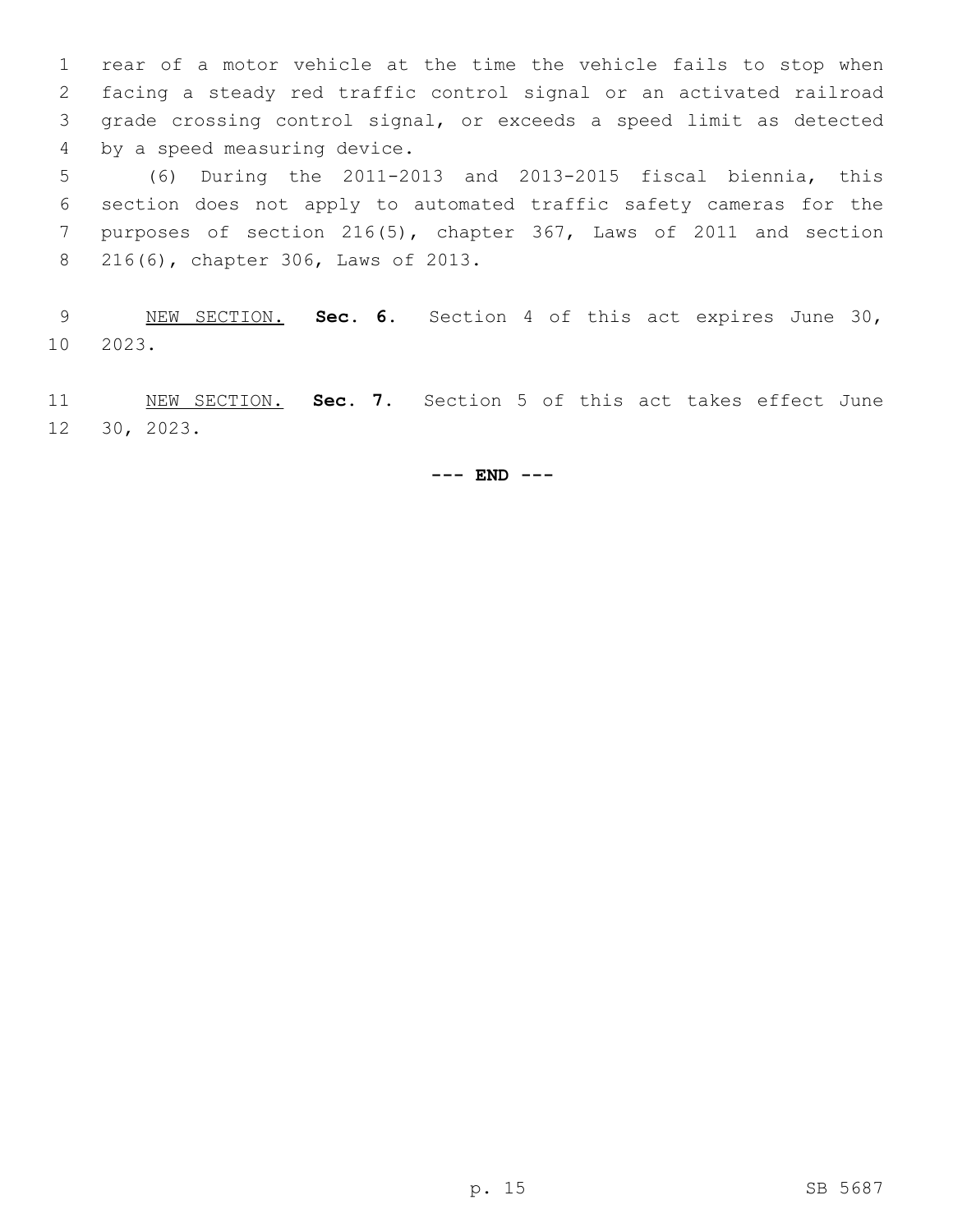rear of a motor vehicle at the time the vehicle fails to stop when facing a steady red traffic control signal or an activated railroad grade crossing control signal, or exceeds a speed limit as detected by a speed measuring device.

(6) During the 2011-2013 and 2013-2015 fiscal biennia, this section does not apply to automated traffic safety cameras for the purposes of section 216(5), chapter 367, Laws of 2011 and section 216(6), chapter 306, Laws of 2013.

NEW SECTION. **Sec. 6.** Section 4 of this act expires June 30, 2023.

NEW SECTION. **Sec. 7.** Section 5 of this act takes effect June 30, 2023.

**--- END ---**